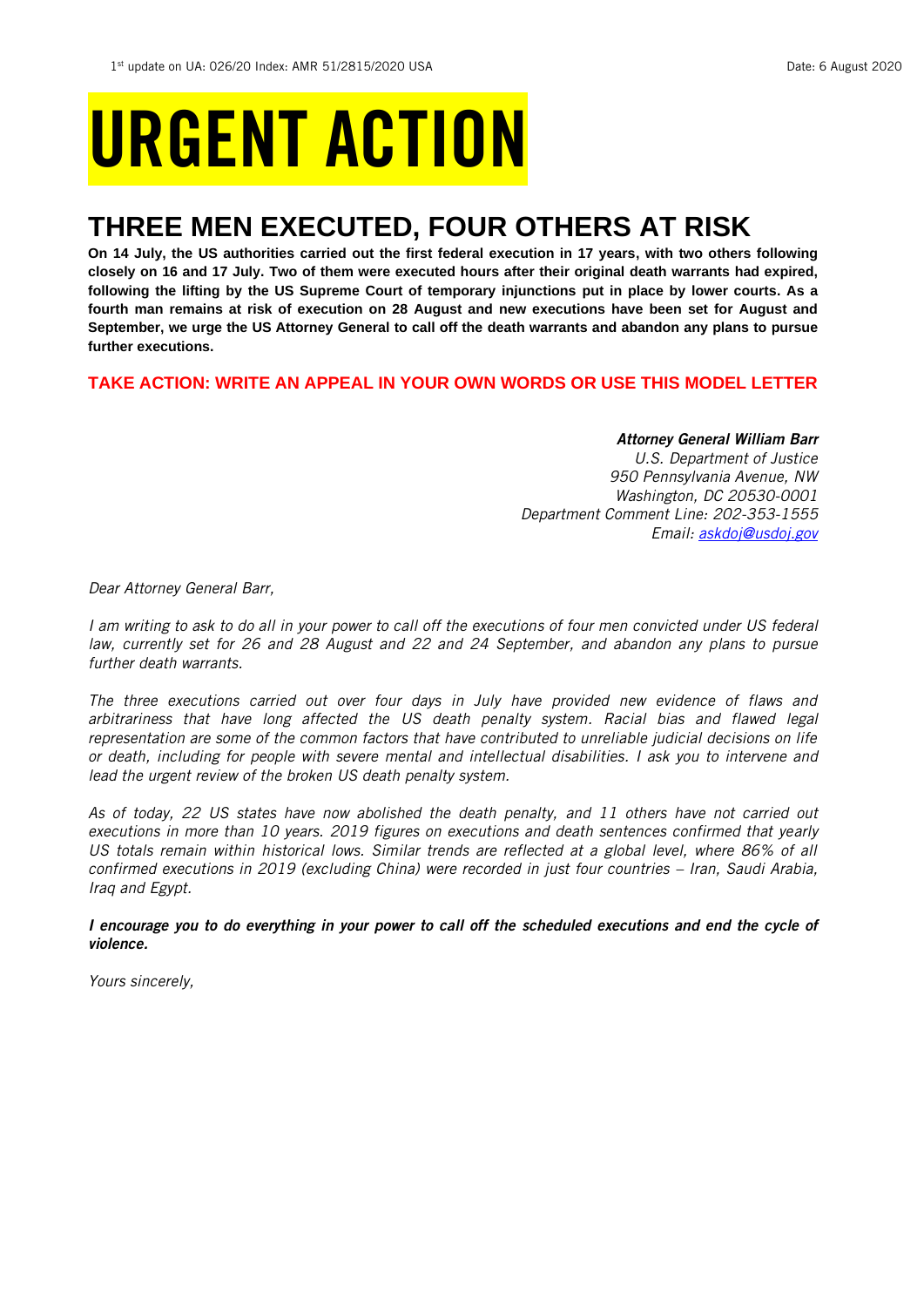1st update on UA: 026/20 Index: AMR 51/2815/2020 USA Date: 6 August 2020

# URGENT ACTION

## THREE MEN EXECUTED, FOUR OTHERS AT RISK

**On 14 July, the US authorities carried out the first federal execution in 17 years, with two others following closely on 16 and 17 July. Two of them were executed hours after their original death warrants had expired, following the lifting by the US Supreme Court of temporary injunctions put in place by lower courts. As a fourth man remains at risk of execution on 28 August and new executions have been set for August and September, we urge the US Attorney General to call off the death warrants and abandon any plans to pursue further executions.**

**TAKE ACTION: WRITE AN APPEAL IN YOUR OWN WORDS OR USE THIS MODEL LETTER**

***Attorney General William Barr***
*U.S. Department of Justice*
*950 Pennsylvania Avenue, NW*
*Washington, DC 20530-0001*
*Department Comment Line: 202-353-1555*
*Email: askdoj@usdoj.gov*

*Dear Attorney General Barr,*

*I am writing to ask to do all in your power to call off the executions of four men convicted under US federal law, currently set for 26 and 28 August and 22 and 24 September, and abandon any plans to pursue further death warrants.*

*The three executions carried out over four days in July have provided new evidence of flaws and arbitrariness that have long affected the US death penalty system. Racial bias and flawed legal representation are some of the common factors that have contributed to unreliable judicial decisions on life or death, including for people with severe mental and intellectual disabilities. I ask you to intervene and lead the urgent review of the broken US death penalty system.*

*As of today, 22 US states have now abolished the death penalty, and 11 others have not carried out executions in more than 10 years. 2019 figures on executions and death sentences confirmed that yearly US totals remain within historical lows. Similar trends are reflected at a global level, where 86% of all confirmed executions in 2019 (excluding China) were recorded in just four countries – Iran, Saudi Arabia, Iraq and Egypt.*

***I encourage you to do everything in your power to call off the scheduled executions and end the cycle of violence.***

*Yours sincerely,*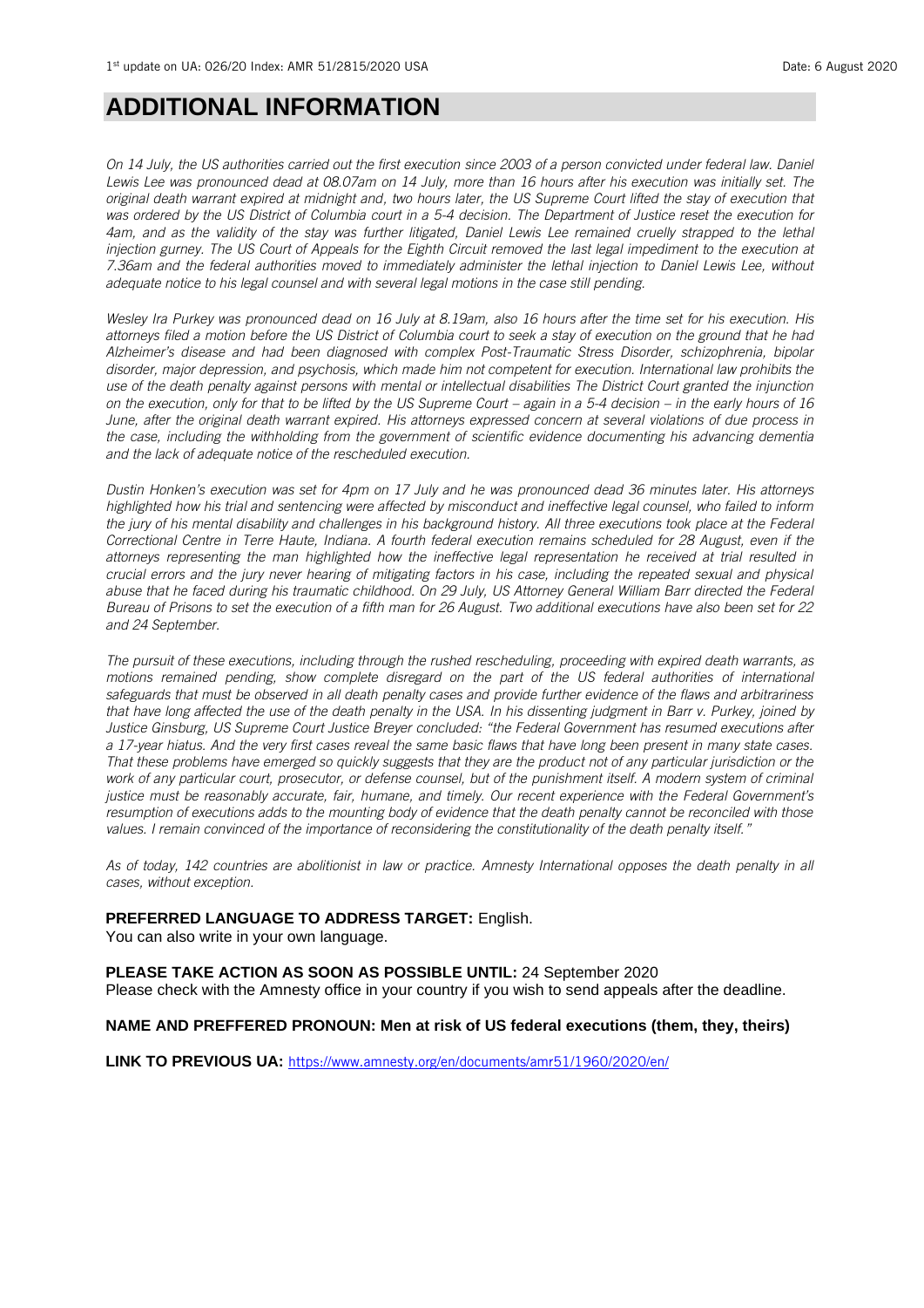# ADDITIONAL INFORMATION

*On 14 July, the US authorities carried out the first execution since 2003 of a person convicted under federal law. Daniel Lewis Lee was pronounced dead at 08.07am on 14 July, more than 16 hours after his execution was initially set. The original death warrant expired at midnight and, two hours later, the US Supreme Court lifted the stay of execution that was ordered by the US District of Columbia court in a 5-4 decision. The Department of Justice reset the execution for 4am, and as the validity of the stay was further litigated, Daniel Lewis Lee remained cruelly strapped to the lethal injection gurney. The US Court of Appeals for the Eighth Circuit removed the last legal impediment to the execution at 7.36am and the federal authorities moved to immediately administer the lethal injection to Daniel Lewis Lee, without adequate notice to his legal counsel and with several legal motions in the case still pending.*

*Wesley Ira Purkey was pronounced dead on 16 July at 8.19am, also 16 hours after the time set for his execution. His attorneys filed a motion before the US District of Columbia court to seek a stay of execution on the ground that he had Alzheimer's disease and had been diagnosed with complex Post-Traumatic Stress Disorder, schizophrenia, bipolar disorder, major depression, and psychosis, which made him not competent for execution. International law prohibits the use of the death penalty against persons with mental or intellectual disabilities The District Court granted the injunction on the execution, only for that to be lifted by the US Supreme Court – again in a 5-4 decision – in the early hours of 16 June, after the original death warrant expired. His attorneys expressed concern at several violations of due process in the case, including the withholding from the government of scientific evidence documenting his advancing dementia and the lack of adequate notice of the rescheduled execution.*

*Dustin Honken's execution was set for 4pm on 17 July and he was pronounced dead 36 minutes later. His attorneys highlighted how his trial and sentencing were affected by misconduct and ineffective legal counsel, who failed to inform the jury of his mental disability and challenges in his background history. All three executions took place at the Federal Correctional Centre in Terre Haute, Indiana. A fourth federal execution remains scheduled for 28 August, even if the attorneys representing the man highlighted how the ineffective legal representation he received at trial resulted in crucial errors and the jury never hearing of mitigating factors in his case, including the repeated sexual and physical abuse that he faced during his traumatic childhood. On 29 July, US Attorney General William Barr directed the Federal Bureau of Prisons to set the execution of a fifth man for 26 August. Two additional executions have also been set for 22 and 24 September.*

*The pursuit of these executions, including through the rushed rescheduling, proceeding with expired death warrants, as motions remained pending, show complete disregard on the part of the US federal authorities of international safeguards that must be observed in all death penalty cases and provide further evidence of the flaws and arbitrariness that have long affected the use of the death penalty in the USA. In his dissenting judgment in Barr v. Purkey, joined by Justice Ginsburg, US Supreme Court Justice Breyer concluded: "the Federal Government has resumed executions after a 17-year hiatus. And the very first cases reveal the same basic flaws that have long been present in many state cases. That these problems have emerged so quickly suggests that they are the product not of any particular jurisdiction or the work of any particular court, prosecutor, or defense counsel, but of the punishment itself. A modern system of criminal justice must be reasonably accurate, fair, humane, and timely. Our recent experience with the Federal Government's resumption of executions adds to the mounting body of evidence that the death penalty cannot be reconciled with those values. I remain convinced of the importance of reconsidering the constitutionality of the death penalty itself."*

*As of today, 142 countries are abolitionist in law or practice. Amnesty International opposes the death penalty in all cases, without exception.*

**PREFERRED LANGUAGE TO ADDRESS TARGET:** English.
You can also write in your own language.

**PLEASE TAKE ACTION AS SOON AS POSSIBLE UNTIL:** 24 September 2020
Please check with the Amnesty office in your country if you wish to send appeals after the deadline.

**NAME AND PREFFERED PRONOUN: Men at risk of US federal executions (them, they, theirs)**

**LINK TO PREVIOUS UA:** https://www.amnesty.org/en/documents/amr51/1960/2020/en/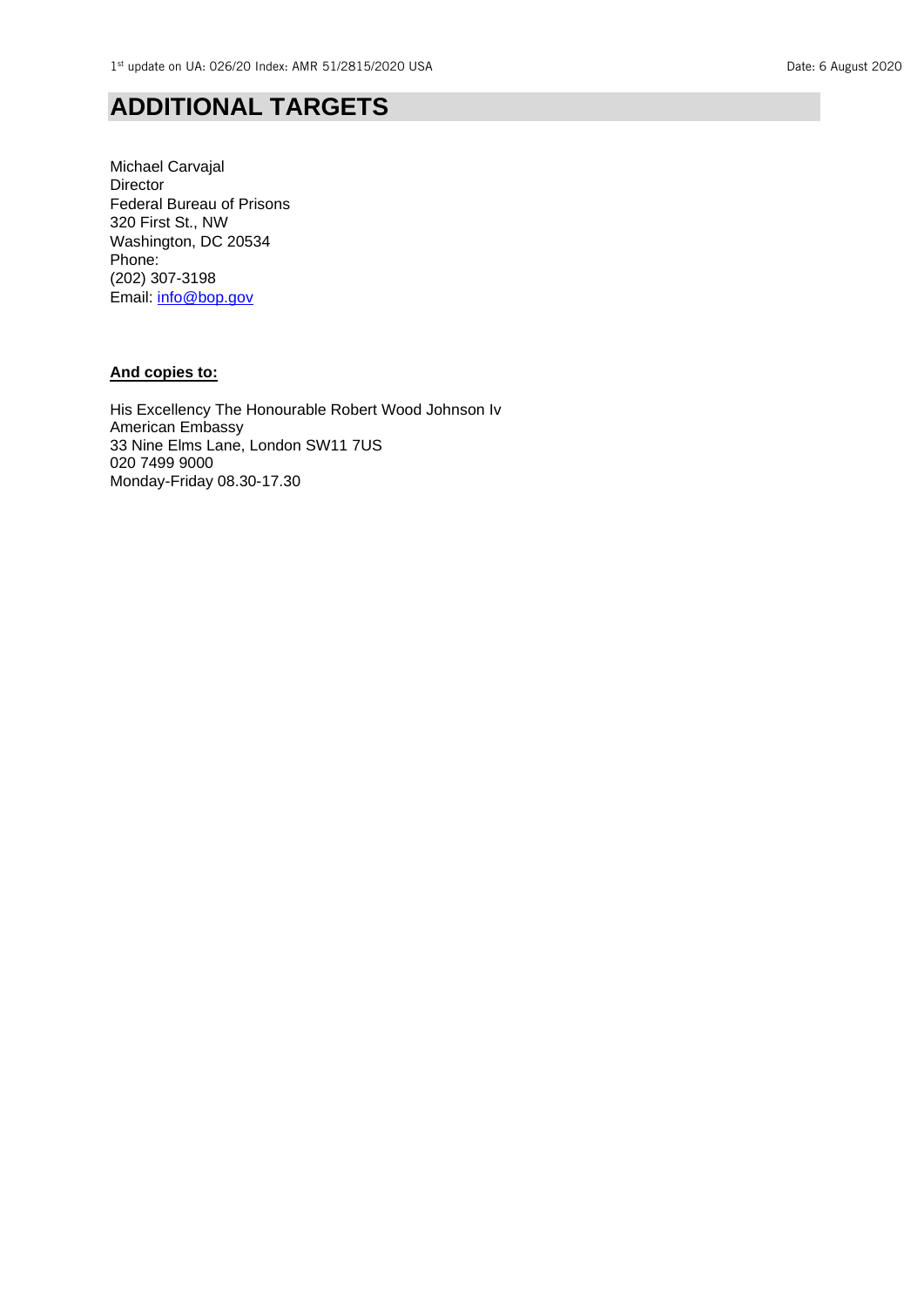## ADDITIONAL TARGETS

Michael Carvajal
Director
Federal Bureau of Prisons
320 First St., NW
Washington, DC 20534
Phone:
(202) 307-3198
Email: info@bop.gov

**And copies to:**

His Excellency The Honourable Robert Wood Johnson Iv
American Embassy
33 Nine Elms Lane, London SW11 7US
020 7499 9000
Monday-Friday 08.30-17.30